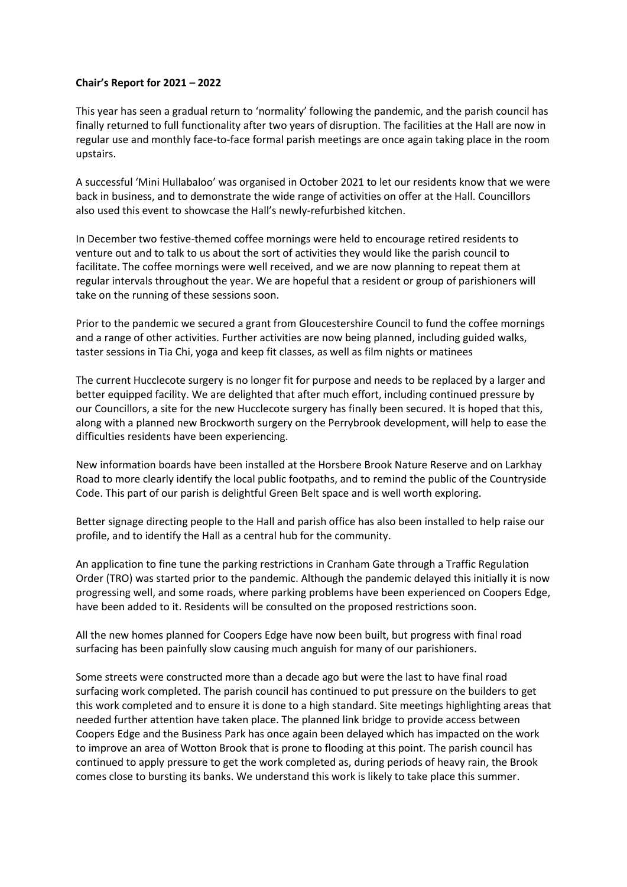**Chair's Report for 2021 – 2022**

This year has seen a gradual return to 'normality' following the pandemic, and the parish council has finally returned to full functionality after two years of disruption. The facilities at the Hall are now in regular use and monthly face-to-face formal parish meetings are once again taking place in the room upstairs.

A successful 'Mini Hullabaloo' was organised in October 2021 to let our residents know that we were back in business, and to demonstrate the wide range of activities on offer at the Hall. Councillors also used this event to showcase the Hall's newly-refurbished kitchen.

In December two festive-themed coffee mornings were held to encourage retired residents to venture out and to talk to us about the sort of activities they would like the parish council to facilitate. The coffee mornings were well received, and we are now planning to repeat them at regular intervals throughout the year. We are hopeful that a resident or group of parishioners will take on the running of these sessions soon.

Prior to the pandemic we secured a grant from Gloucestershire Council to fund the coffee mornings and a range of other activities. Further activities are now being planned, including guided walks, taster sessions in Tia Chi, yoga and keep fit classes, as well as film nights or matinees

The current Hucclecote surgery is no longer fit for purpose and needs to be replaced by a larger and better equipped facility. We are delighted that after much effort, including continued pressure by our Councillors, a site for the new Hucclecote surgery has finally been secured. It is hoped that this, along with a planned new Brockworth surgery on the Perrybrook development, will help to ease the difficulties residents have been experiencing.

New information boards have been installed at the Horsbere Brook Nature Reserve and on Larkhay Road to more clearly identify the local public footpaths, and to remind the public of the Countryside Code. This part of our parish is delightful Green Belt space and is well worth exploring.

Better signage directing people to the Hall and parish office has also been installed to help raise our profile, and to identify the Hall as a central hub for the community.

An application to fine tune the parking restrictions in Cranham Gate through a Traffic Regulation Order (TRO) was started prior to the pandemic. Although the pandemic delayed this initially it is now progressing well, and some roads, where parking problems have been experienced on Coopers Edge, have been added to it. Residents will be consulted on the proposed restrictions soon.

All the new homes planned for Coopers Edge have now been built, but progress with final road surfacing has been painfully slow causing much anguish for many of our parishioners.

Some streets were constructed more than a decade ago but were the last to have final road surfacing work completed. The parish council has continued to put pressure on the builders to get this work completed and to ensure it is done to a high standard. Site meetings highlighting areas that needed further attention have taken place. The planned link bridge to provide access between Coopers Edge and the Business Park has once again been delayed which has impacted on the work to improve an area of Wotton Brook that is prone to flooding at this point. The parish council has continued to apply pressure to get the work completed as, during periods of heavy rain, the Brook comes close to bursting its banks. We understand this work is likely to take place this summer.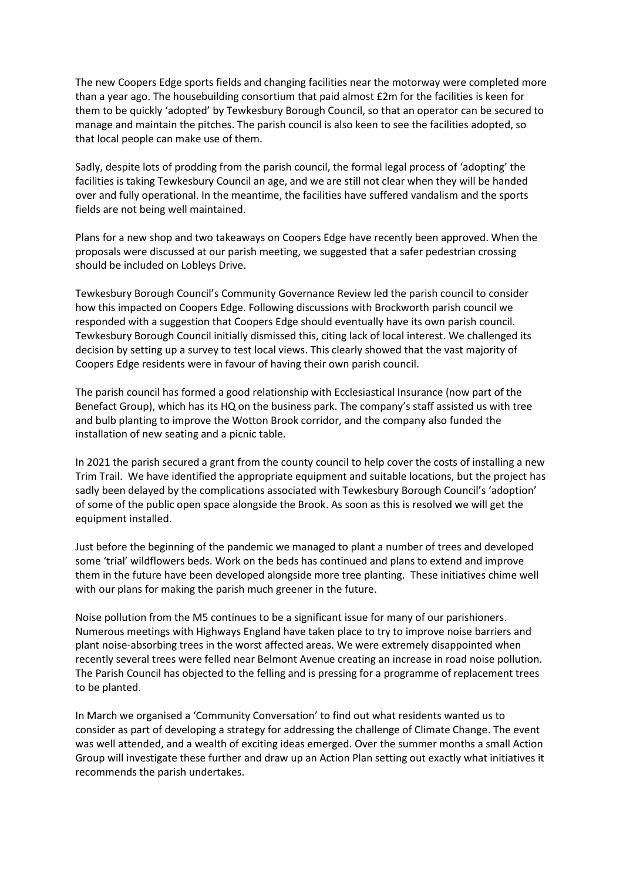The new Coopers Edge sports fields and changing facilities near the motorway were completed more than a year ago. The housebuilding consortium that paid almost £2m for the facilities is keen for them to be quickly 'adopted' by Tewkesbury Borough Council, so that an operator can be secured to manage and maintain the pitches. The parish council is also keen to see the facilities adopted, so that local people can make use of them.

Sadly, despite lots of prodding from the parish council, the formal legal process of 'adopting' the facilities is taking Tewkesbury Council an age, and we are still not clear when they will be handed over and fully operational. In the meantime, the facilities have suffered vandalism and the sports fields are not being well maintained.

Plans for a new shop and two takeaways on Coopers Edge have recently been approved. When the proposals were discussed at our parish meeting, we suggested that a safer pedestrian crossing should be included on Lobleys Drive.

Tewkesbury Borough Council's Community Governance Review led the parish council to consider how this impacted on Coopers Edge. Following discussions with Brockworth parish council we responded with a suggestion that Coopers Edge should eventually have its own parish council. Tewkesbury Borough Council initially dismissed this, citing lack of local interest. We challenged its decision by setting up a survey to test local views. This clearly showed that the vast majority of Coopers Edge residents were in favour of having their own parish council.

The parish council has formed a good relationship with Ecclesiastical Insurance (now part of the Benefact Group), which has its HQ on the business park. The company's staff assisted us with tree and bulb planting to improve the Wotton Brook corridor, and the company also funded the installation of new seating and a picnic table.

In 2021 the parish secured a grant from the county council to help cover the costs of installing a new Trim Trail. We have identified the appropriate equipment and suitable locations, but the project has sadly been delayed by the complications associated with Tewkesbury Borough Council's 'adoption' of some of the public open space alongside the Brook. As soon as this is resolved we will get the equipment installed.

Just before the beginning of the pandemic we managed to plant a number of trees and developed some 'trial' wildflowers beds. Work on the beds has continued and plans to extend and improve them in the future have been developed alongside more tree planting. These initiatives chime well with our plans for making the parish much greener in the future.

Noise pollution from the M5 continues to be a significant issue for many of our parishioners. Numerous meetings with Highways England have taken place to try to improve noise barriers and plant noise-absorbing trees in the worst affected areas. We were extremely disappointed when recently several trees were felled near Belmont Avenue creating an increase in road noise pollution. The Parish Council has objected to the felling and is pressing for a programme of replacement trees to be planted.

In March we organised a 'Community Conversation' to find out what residents wanted us to consider as part of developing a strategy for addressing the challenge of Climate Change. The event was well attended, and a wealth of exciting ideas emerged. Over the summer months a small Action Group will investigate these further and draw up an Action Plan setting out exactly what initiatives it recommends the parish undertakes.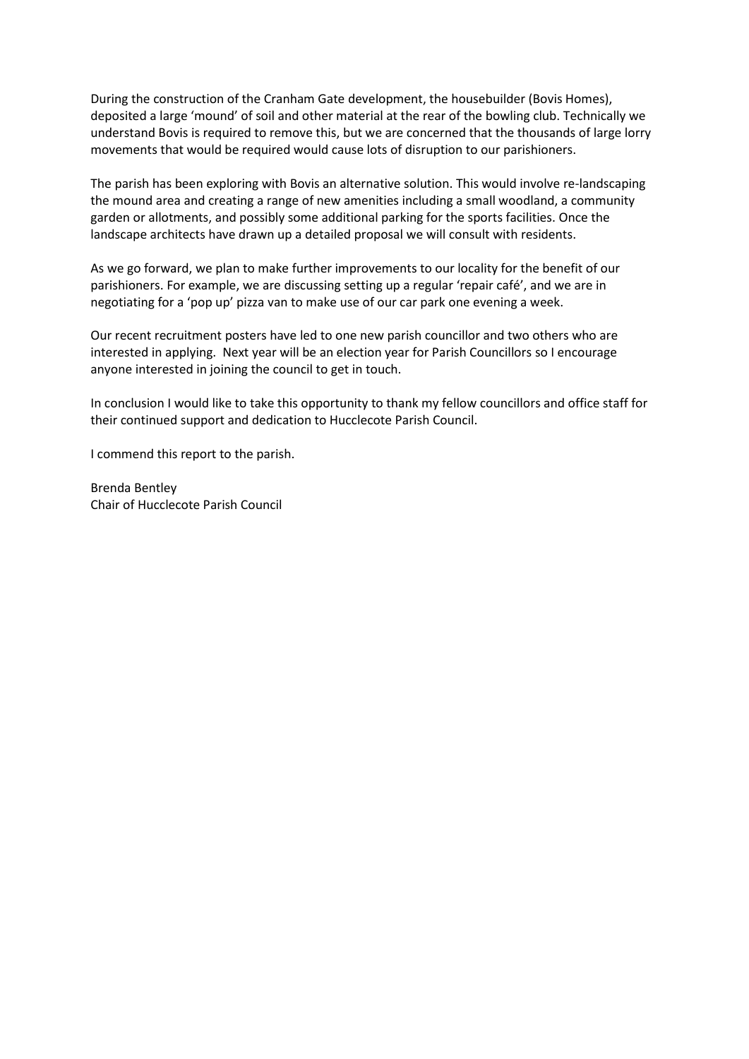During the construction of the Cranham Gate development, the housebuilder (Bovis Homes), deposited a large 'mound' of soil and other material at the rear of the bowling club. Technically we understand Bovis is required to remove this, but we are concerned that the thousands of large lorry movements that would be required would cause lots of disruption to our parishioners.

The parish has been exploring with Bovis an alternative solution. This would involve re-landscaping the mound area and creating a range of new amenities including a small woodland, a community garden or allotments, and possibly some additional parking for the sports facilities. Once the landscape architects have drawn up a detailed proposal we will consult with residents.

As we go forward, we plan to make further improvements to our locality for the benefit of our parishioners. For example, we are discussing setting up a regular 'repair café', and we are in negotiating for a 'pop up' pizza van to make use of our car park one evening a week.

Our recent recruitment posters have led to one new parish councillor and two others who are interested in applying. Next year will be an election year for Parish Councillors so I encourage anyone interested in joining the council to get in touch.

In conclusion I would like to take this opportunity to thank my fellow councillors and office staff for their continued support and dedication to Hucclecote Parish Council.

I commend this report to the parish.

Brenda Bentley
Chair of Hucclecote Parish Council